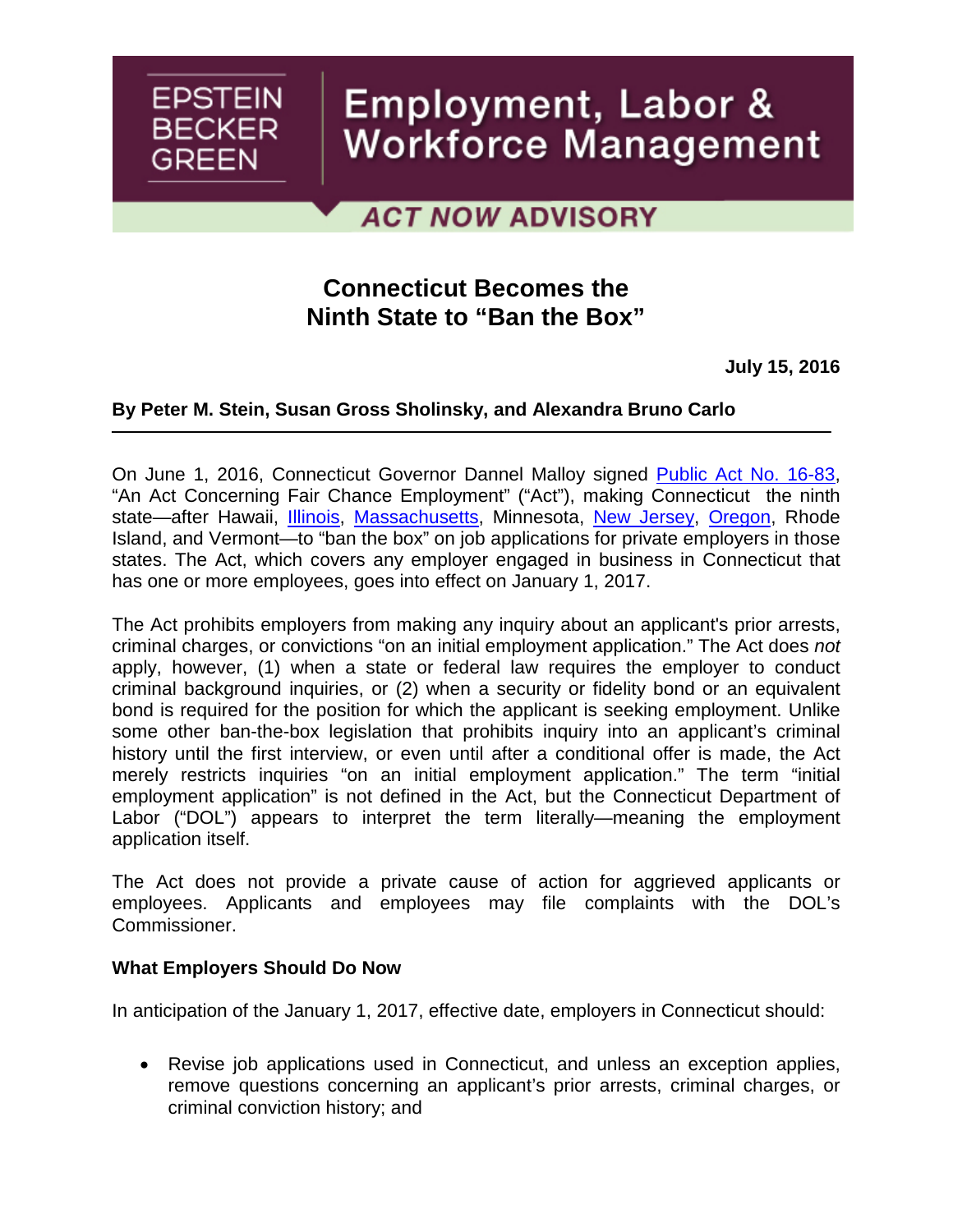EPSTEIN BECKER GREEN

Employment, Labor & Workforce Management

ACT NOW ADVISORY

# Connecticut Becomes the Ninth State to "Ban the Box"

**July 15, 2016**

**By Peter M. Stein, Susan Gross Sholinsky, and Alexandra Bruno Carlo**

---

On June 1, 2016, Connecticut Governor Dannel Malloy signed Public Act No. 16-83, "An Act Concerning Fair Chance Employment" ("Act"), making Connecticut the ninth state—after Hawaii, Illinois, Massachusetts, Minnesota, New Jersey, Oregon, Rhode Island, and Vermont—to "ban the box" on job applications for private employers in those states. The Act, which covers any employer engaged in business in Connecticut that has one or more employees, goes into effect on January 1, 2017.

The Act prohibits employers from making any inquiry about an applicant's prior arrests, criminal charges, or convictions "on an initial employment application." The Act does *not* apply, however, (1) when a state or federal law requires the employer to conduct criminal background inquiries, or (2) when a security or fidelity bond or an equivalent bond is required for the position for which the applicant is seeking employment. Unlike some other ban-the-box legislation that prohibits inquiry into an applicant's criminal history until the first interview, or even until after a conditional offer is made, the Act merely restricts inquiries "on an initial employment application." The term "initial employment application" is not defined in the Act, but the Connecticut Department of Labor ("DOL") appears to interpret the term literally—meaning the employment application itself.

The Act does not provide a private cause of action for aggrieved applicants or employees. Applicants and employees may file complaints with the DOL's Commissioner.

**What Employers Should Do Now**

In anticipation of the January 1, 2017, effective date, employers in Connecticut should:

- Revise job applications used in Connecticut, and unless an exception applies, remove questions concerning an applicant's prior arrests, criminal charges, or criminal conviction history; and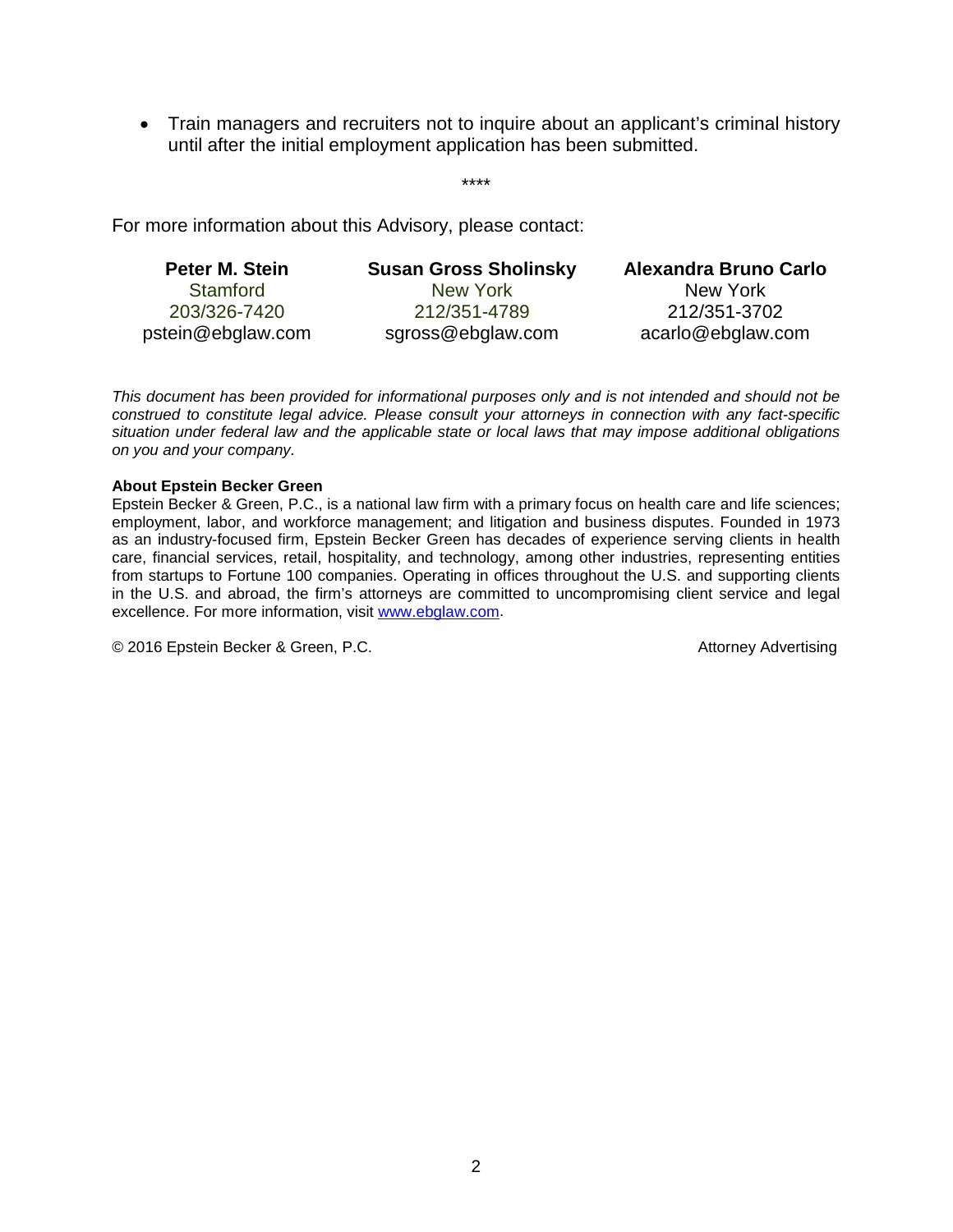- Train managers and recruiters not to inquire about an applicant's criminal history until after the initial employment application has been submitted.

****

For more information about this Advisory, please contact:

| | | |
|---|---|---|
| **Peter M. Stein** | **Susan Gross Sholinsky** | **Alexandra Bruno Carlo** |
| Stamford | New York | New York |
| 203/326-7420 | 212/351-4789 | 212/351-3702 |
| pstein@ebglaw.com | sgross@ebglaw.com | acarlo@ebglaw.com |

*This document has been provided for informational purposes only and is not intended and should not be construed to constitute legal advice. Please consult your attorneys in connection with any fact-specific situation under federal law and the applicable state or local laws that may impose additional obligations on you and your company.*

**About Epstein Becker Green**

Epstein Becker & Green, P.C., is a national law firm with a primary focus on health care and life sciences; employment, labor, and workforce management; and litigation and business disputes. Founded in 1973 as an industry-focused firm, Epstein Becker Green has decades of experience serving clients in health care, financial services, retail, hospitality, and technology, among other industries, representing entities from startups to Fortune 100 companies. Operating in offices throughout the U.S. and supporting clients in the U.S. and abroad, the firm's attorneys are committed to uncompromising client service and legal excellence. For more information, visit [www.ebglaw.com](http://www.ebglaw.com).

© 2016 Epstein Becker & Green, P.C. Attorney Advertising